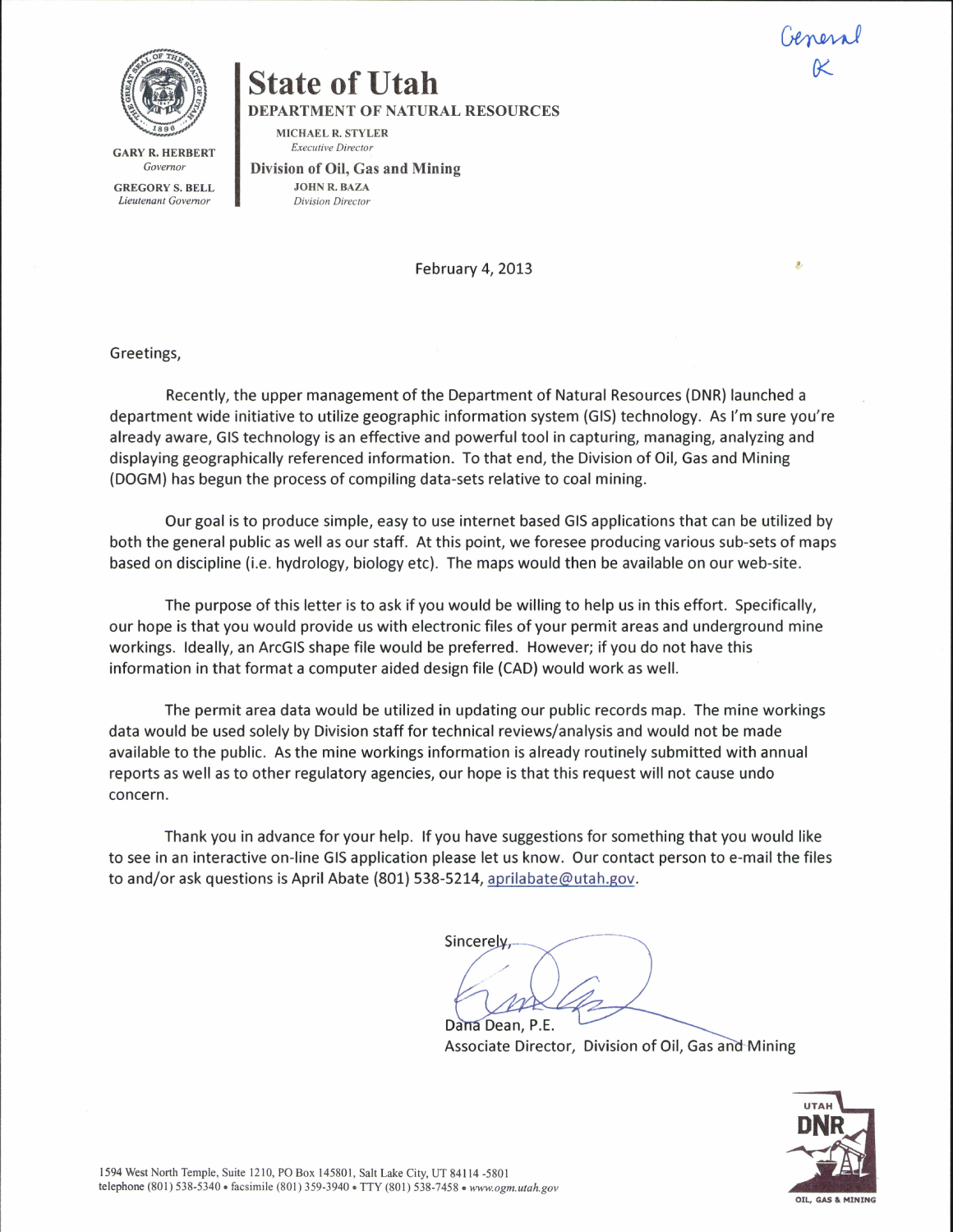General K

GARY R. HERBERT
*Governor*

GREGORY S. BELL
*Lieutenant Governor*

# State of Utah

**DEPARTMENT OF NATURAL RESOURCES**

MICHAEL R. STYLER
*Executive Director*

**Division of Oil, Gas and Mining**

JOHN R. BAZA
*Division Director*

February 4, 2013

Greetings,

Recently, the upper management of the Department of Natural Resources (DNR) launched a department wide initiative to utilize geographic information system (GIS) technology. As I'm sure you're already aware, GIS technology is an effective and powerful tool in capturing, managing, analyzing and displaying geographically referenced information. To that end, the Division of Oil, Gas and Mining (DOGM) has begun the process of compiling data-sets relative to coal mining.

Our goal is to produce simple, easy to use internet based GIS applications that can be utilized by both the general public as well as our staff. At this point, we foresee producing various sub-sets of maps based on discipline (i.e. hydrology, biology etc). The maps would then be available on our web-site.

The purpose of this letter is to ask if you would be willing to help us in this effort. Specifically, our hope is that you would provide us with electronic files of your permit areas and underground mine workings. Ideally, an ArcGIS shape file would be preferred. However; if you do not have this information in that format a computer aided design file (CAD) would work as well.

The permit area data would be utilized in updating our public records map. The mine workings data would be used solely by Division staff for technical reviews/analysis and would not be made available to the public. As the mine workings information is already routinely submitted with annual reports as well as to other regulatory agencies, our hope is that this request will not cause undo concern.

Thank you in advance for your help. If you have suggestions for something that you would like to see in an interactive on-line GIS application please let us know. Our contact person to e-mail the files to and/or ask questions is April Abate (801) 538-5214, aprilabate@utah.gov.

Sincerely,

Dana Dean, P.E.
Associate Director, Division of Oil, Gas and Mining

1594 West North Temple, Suite 1210, PO Box 145801, Salt Lake City, UT 84114-5801
telephone (801) 538-5340 • facsimile (801) 359-3940 • TTY (801) 538-7458 • *www.ogm.utah.gov*

UTAH DNR OIL, GAS & MINING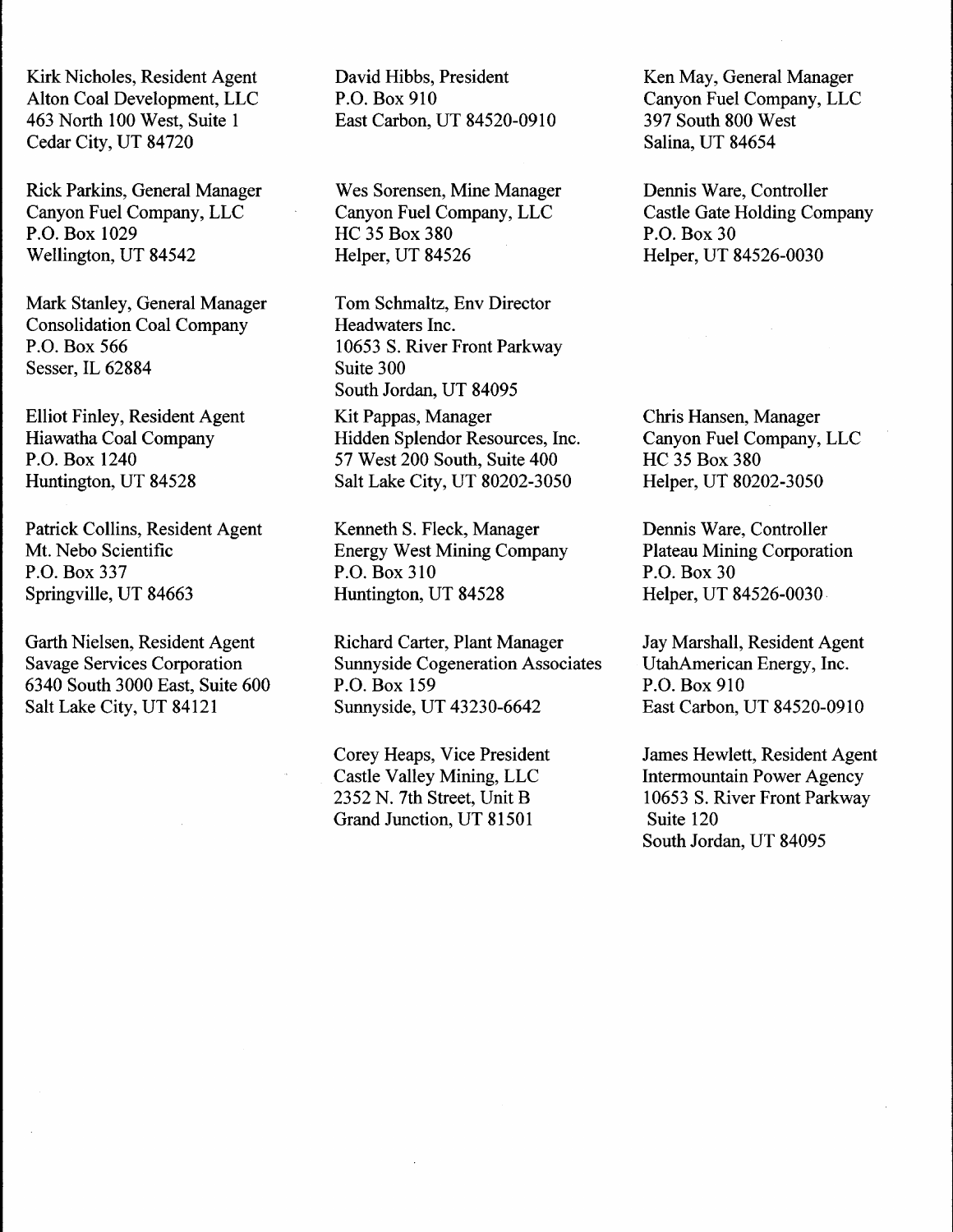Kirk Nicholes, Resident Agent
Alton Coal Development, LLC
463 North 100 West, Suite 1
Cedar City, UT 84720

David Hibbs, President
P.O. Box 910
East Carbon, UT 84520-0910

Ken May, General Manager
Canyon Fuel Company, LLC
397 South 800 West
Salina, UT 84654

Rick Parkins, General Manager
Canyon Fuel Company, LLC
P.O. Box 1029
Wellington, UT 84542

Wes Sorensen, Mine Manager
Canyon Fuel Company, LLC
HC 35 Box 380
Helper, UT 84526

Dennis Ware, Controller
Castle Gate Holding Company
P.O. Box 30
Helper, UT 84526-0030

Mark Stanley, General Manager
Consolidation Coal Company
P.O. Box 566
Sesser, IL 62884

Tom Schmaltz, Env Director
Headwaters Inc.
10653 S. River Front Parkway
Suite 300
South Jordan, UT 84095

Elliot Finley, Resident Agent
Hiawatha Coal Company
P.O. Box 1240
Huntington, UT 84528

Kit Pappas, Manager
Hidden Splendor Resources, Inc.
57 West 200 South, Suite 400
Salt Lake City, UT 80202-3050

Chris Hansen, Manager
Canyon Fuel Company, LLC
HC 35 Box 380
Helper, UT 80202-3050

Patrick Collins, Resident Agent
Mt. Nebo Scientific
P.O. Box 337
Springville, UT 84663

Kenneth S. Fleck, Manager
Energy West Mining Company
P.O. Box 310
Huntington, UT 84528

Dennis Ware, Controller
Plateau Mining Corporation
P.O. Box 30
Helper, UT 84526-0030

Garth Nielsen, Resident Agent
Savage Services Corporation
6340 South 3000 East, Suite 600
Salt Lake City, UT 84121

Richard Carter, Plant Manager
Sunnyside Cogeneration Associates
P.O. Box 159
Sunnyside, UT 43230-6642

Jay Marshall, Resident Agent
UtahAmerican Energy, Inc.
P.O. Box 910
East Carbon, UT 84520-0910

Corey Heaps, Vice President
Castle Valley Mining, LLC
2352 N. 7th Street, Unit B
Grand Junction, UT 81501

James Hewlett, Resident Agent
Intermountain Power Agency
10653 S. River Front Parkway
Suite 120
South Jordan, UT 84095